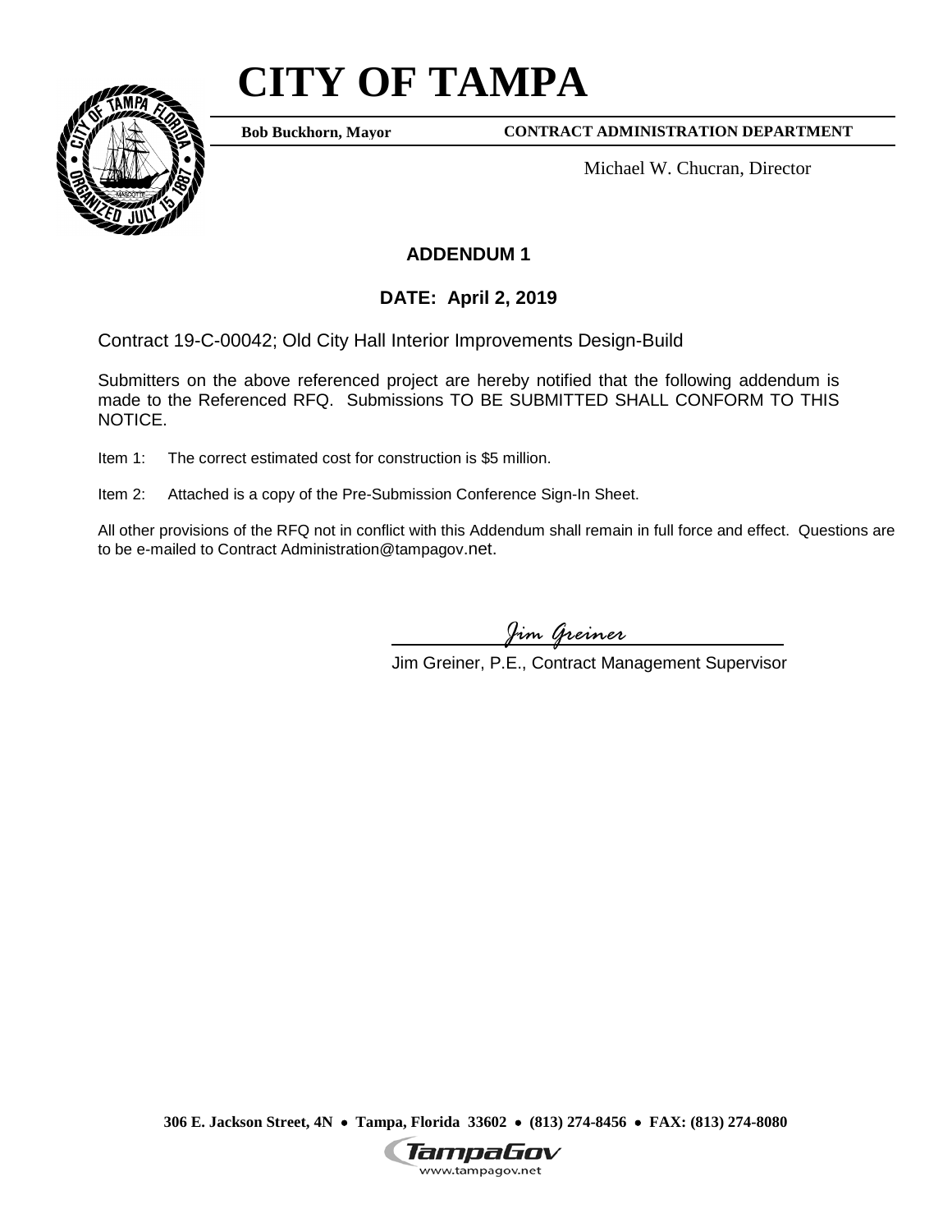# CITY OF TAMPA

**Bob Buckhorn, Mayor** | **CONTRACT ADMINISTRATION DEPARTMENT**

Michael W. Chucran, Director

## ADDENDUM 1

### DATE: April 2, 2019

Contract 19-C-00042; Old City Hall Interior Improvements Design-Build

Submitters on the above referenced project are hereby notified that the following addendum is made to the Referenced RFQ. Submissions TO BE SUBMITTED SHALL CONFORM TO THIS NOTICE.

Item 1: The correct estimated cost for construction is $5 million.

Item 2: Attached is a copy of the Pre-Submission Conference Sign-In Sheet.

All other provisions of the RFQ not in conflict with this Addendum shall remain in full force and effect. Questions are to be e-mailed to Contract Administration@tampagov.net.

*Jim Greiner*

Jim Greiner, P.E., Contract Management Supervisor

**306 E. Jackson Street, 4N • Tampa, Florida 33602 • (813) 274-8456 • FAX: (813) 274-8080**

TampaGov
www.tampagov.net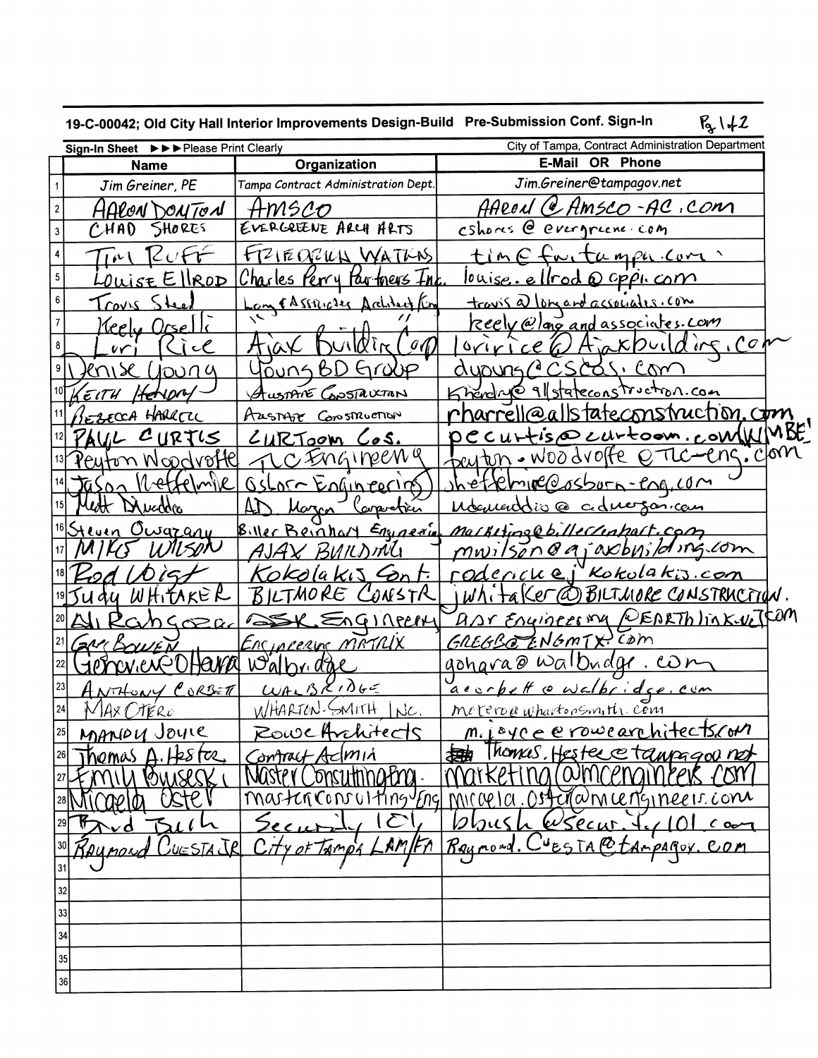**19-C-00042; Old City Hall Interior Improvements Design-Build Pre-Submission Conf. Sign-In** Pg 1 of 2

Sign-In Sheet ►►► Please Print Clearly — City of Tampa, Contract Administration Department

| | Name | Organization | E-Mail OR Phone |
|---|---|---|---|
| 1 | Jim Greiner, PE | Tampa Contract Administration Dept. | Jim.Greiner@tampagov.net |
| 2 | AARON DONTON | AMSCO | AARON@AMSCO-AC.COM |
| 3 | CHAD SHORES | EVERGREENE ARCH ARTS | cshores@evergreene.com |
| 4 | Tim Ruff | FRIEDRICH WATKINS | tim@fw-tampa.com |
| 5 | LOUISE ELLROD | Charles Perry Partners Inc. | louise.ellrod@cppi.com |
| 6 | Travis Steel | Long & Associates Architects/Eng | travis@longandassociates.com |
| 7 | Keely Orselli | " " | keely@longandassociates.com |
| 8 | Lori Rice | Ajax Building Corp | loririce@Ajaxbuilding.com |
| 9 | Denise Young | Young BD Group | dyoung@cscas.com |
| 10 | KEITH HENDRY | ALLSTATE CONSTRUCTION | khendry@allstateconstruction.com |
| 11 | REBECCA HARRELL | ALLSTATE CONSTRUCTION | rharrell@allstateconstruction.com |
| 12 | PAUL CURTIS | CURTOOM COS. | pecurtis@curtoom.com WMBE! |
| 13 | Peyton Woodroffe | TLC Engineering | peyton.woodroffe@TLC-eng.com |
| 14 | Jason Heffelmire | Osborn Engineering | jheffelmire@osborn-eng.com |
| 15 | Matt Dwaddio | AD Morgan Corporation | mdewaddio@admorgan.com |
| 16 | Steven Owazany | Biller Reinhart Engineering | marketing@billerreinhart.com |
| 17 | MIKE WILSON | AJAX BUILDING | mwilson@ajaxbuilding.com |
| 18 | Rod Voigt | Kokolakis Cont. | rodericke@kokolakis.com |
| 19 | Judy WHITAKER | BILTMORE CONSTR | jwhitaker@BILTMORE CONSTRUCTION.COM |
| 20 | Ali Rahgozar | ASR Engineering | ASR Engineering@EARTHLINK.NET |
| 21 | GREG BOWEN | ENGINEERING MATRIX | GREGB@ENGMTX.COM |
| 22 | Genevieve O'Hara | Walbridge | gohara@walbridge.com |
| 23 | ANTHONY CORBETT | WALBRIDGE | acorbett@walbridge.com |
| 24 | MAX OTERO | WHARTON-SMITH INC. | motero@whartonsmith.com |
| 25 | MANDY JOYCE | Rowe Architects | m.joyce@rowearchitects.com |
| 26 | Thomas A. Hester | Contract Admin | Thomas.Hester@tampagov.net |
| 27 | Emily Buiseski | Master Consulting Eng. | marketing@mcengineers.com |
| 28 | Micaela Oster | Master Consulting Eng | micaela.oster@mcengineers.com |
| 29 | Brad Bush | Security 101 | bbush@security101.com |
| 30 | RAYMOND CUESTA JR | City of Tampa LAM/FA | Raymond.Cuesta@tampagov.com |
| 31 | | | |
| 32 | | | |
| 33 | | | |
| 34 | | | |
| 35 | | | |
| 36 | | | |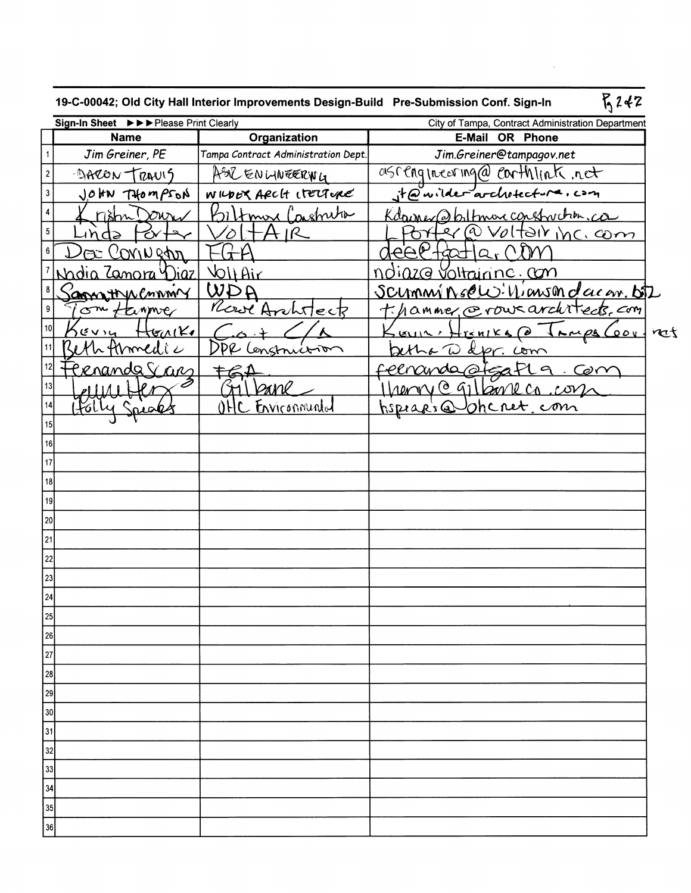**19-C-00042; Old City Hall Interior Improvements Design-Build Pre-Submission Conf. Sign-In** Pg 2 of 2

**Sign-In Sheet ►►► Please Print Clearly** — City of Tampa, Contract Administration Department

| | Name | Organization | E-Mail OR Phone |
|---|---|---|---|
| 1 | Jim Greiner, PE | Tampa Contract Administration Dept. | Jim.Greiner@tampagov.net |
| 2 | AARON TRAVIS | ASR ENGINEERING | asrengineering@earthlink.net |
| 3 | JOHN THOMPSON | WILDER ARCHITECTURE | jt@wilder-architecture.com |
| 4 | Kristin Downer | Biltmore Construction | Kdowner@biltmoreconstruction.co |
| 5 | Linda Porter | VOLTAIR | LPorter@voltairinc.com |
| 6 | Dee Covington | FGA | dee@fgafla.com |
| 7 | Nadia Zamora Diaz | VoltAir | ndiaz@voltairinc.com |
| 8 | Sammy Cummins | WDA | scummins@williamsondacar.biz |
| 9 | Tom Hammer | Rowe Architects | t.hammer@rowearchitects.com |
| 10 | Kevin Hronika | C.o.T C/A | Kevin.Hronika@TampaGov.net |
| 11 | Beth Ahmedic | DPR Construction | bethA@dpr.com |
| 12 | Fernanda Scary | FGA | fernanda@fgafla.com |
| 13 | Laurie Herry | Gilbane | lherry@gilbaneco.com |
| 14 | Holly Spears | OHC Environmental | hspears@ohcnet.com |
| 15 | | | |
| 16 | | | |
| 17 | | | |
| 18 | | | |
| 19 | | | |
| 20 | | | |
| 21 | | | |
| 22 | | | |
| 23 | | | |
| 24 | | | |
| 25 | | | |
| 26 | | | |
| 27 | | | |
| 28 | | | |
| 29 | | | |
| 30 | | | |
| 31 | | | |
| 32 | | | |
| 33 | | | |
| 34 | | | |
| 35 | | | |
| 36 | | | |